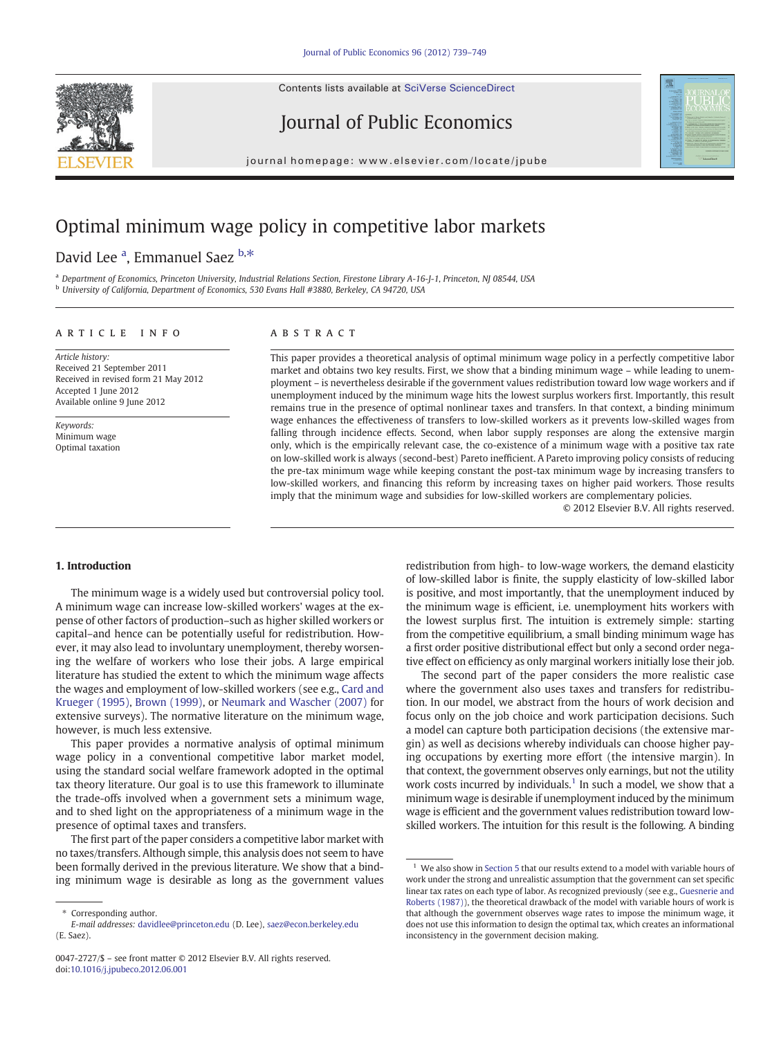# Optimal minimum wage policy in competitive labor markets

David Lee [a], Emmanuel Saez [b,*]

[a] Department of Economics, Princeton University, Industrial Relations Section, Firestone Library A-16-J-1, Princeton, NJ 08544, USA
[b] University of California, Department of Economics, 530 Evans Hall #3880, Berkeley, CA 94720, USA

## ARTICLE INFO

*Article history:*
Received 21 September 2011
Received in revised form 21 May 2012
Accepted 1 June 2012
Available online 9 June 2012

*Keywords:*
Minimum wage
Optimal taxation

## ABSTRACT

This paper provides a theoretical analysis of optimal minimum wage policy in a perfectly competitive labor market and obtains two key results. First, we show that a binding minimum wage – while leading to unemployment – is nevertheless desirable if the government values redistribution toward low wage workers and if unemployment induced by the minimum wage hits the lowest surplus workers first. Importantly, this result remains true in the presence of optimal nonlinear taxes and transfers. In that context, a binding minimum wage enhances the effectiveness of transfers to low-skilled workers as it prevents low-skilled wages from falling through incidence effects. Second, when labor supply responses are along the extensive margin only, which is the empirically relevant case, the co-existence of a minimum wage with a positive tax rate on low-skilled work is always (second-best) Pareto inefficient. A Pareto improving policy consists of reducing the pre-tax minimum wage while keeping constant the post-tax minimum wage by increasing transfers to low-skilled workers, and financing this reform by increasing taxes on higher paid workers. Those results imply that the minimum wage and subsidies for low-skilled workers are complementary policies.

© 2012 Elsevier B.V. All rights reserved.

## 1. Introduction

The minimum wage is a widely used but controversial policy tool. A minimum wage can increase low-skilled workers' wages at the expense of other factors of production–such as higher skilled workers or capital–and hence can be potentially useful for redistribution. However, it may also lead to involuntary unemployment, thereby worsening the welfare of workers who lose their jobs. A large empirical literature has studied the extent to which the minimum wage affects the wages and employment of low-skilled workers (see e.g., Card and Krueger (1995), Brown (1999), or Neumark and Wascher (2007) for extensive surveys). The normative literature on the minimum wage, however, is much less extensive.

This paper provides a normative analysis of optimal minimum wage policy in a conventional competitive labor market model, using the standard social welfare framework adopted in the optimal tax theory literature. Our goal is to use this framework to illuminate the trade-offs involved when a government sets a minimum wage, and to shed light on the appropriateness of a minimum wage in the presence of optimal taxes and transfers.

The first part of the paper considers a competitive labor market with no taxes/transfers. Although simple, this analysis does not seem to have been formally derived in the previous literature. We show that a binding minimum wage is desirable as long as the government values redistribution from high- to low-wage workers, the demand elasticity of low-skilled labor is finite, the supply elasticity of low-skilled labor is positive, and most importantly, that the unemployment induced by the minimum wage is efficient, i.e. unemployment hits workers with the lowest surplus first. The intuition is extremely simple: starting from the competitive equilibrium, a small binding minimum wage has a first order positive distributional effect but only a second order negative effect on efficiency as only marginal workers initially lose their job.

The second part of the paper considers the more realistic case where the government also uses taxes and transfers for redistribution. In our model, we abstract from the hours of work decision and focus only on the job choice and work participation decisions. Such a model can capture both participation decisions (the extensive margin) as well as decisions whereby individuals can choose higher paying occupations by exerting more effort (the intensive margin). In that context, the government observes only earnings, but not the utility work costs incurred by individuals.[1] In such a model, we show that a minimum wage is desirable if unemployment induced by the minimum wage is efficient and the government values redistribution toward low-skilled workers. The intuition for this result is the following. A binding

---

\* Corresponding author.
*E-mail addresses:* davidlee@princeton.edu (D. Lee), saez@econ.berkeley.edu (E. Saez).

[1] We also show in Section 5 that our results extend to a model with variable hours of work under the strong and unrealistic assumption that the government can set specific linear tax rates on each type of labor. As recognized previously (see e.g., Guesnerie and Roberts (1987)), the theoretical drawback of the model with variable hours of work is that although the government observes wage rates to impose the minimum wage, it does not use this information to design the optimal tax, which creates an informational inconsistency in the government decision making.

0047-2727/$ – see front matter © 2012 Elsevier B.V. All rights reserved.
doi:10.1016/j.jpubeco.2012.06.001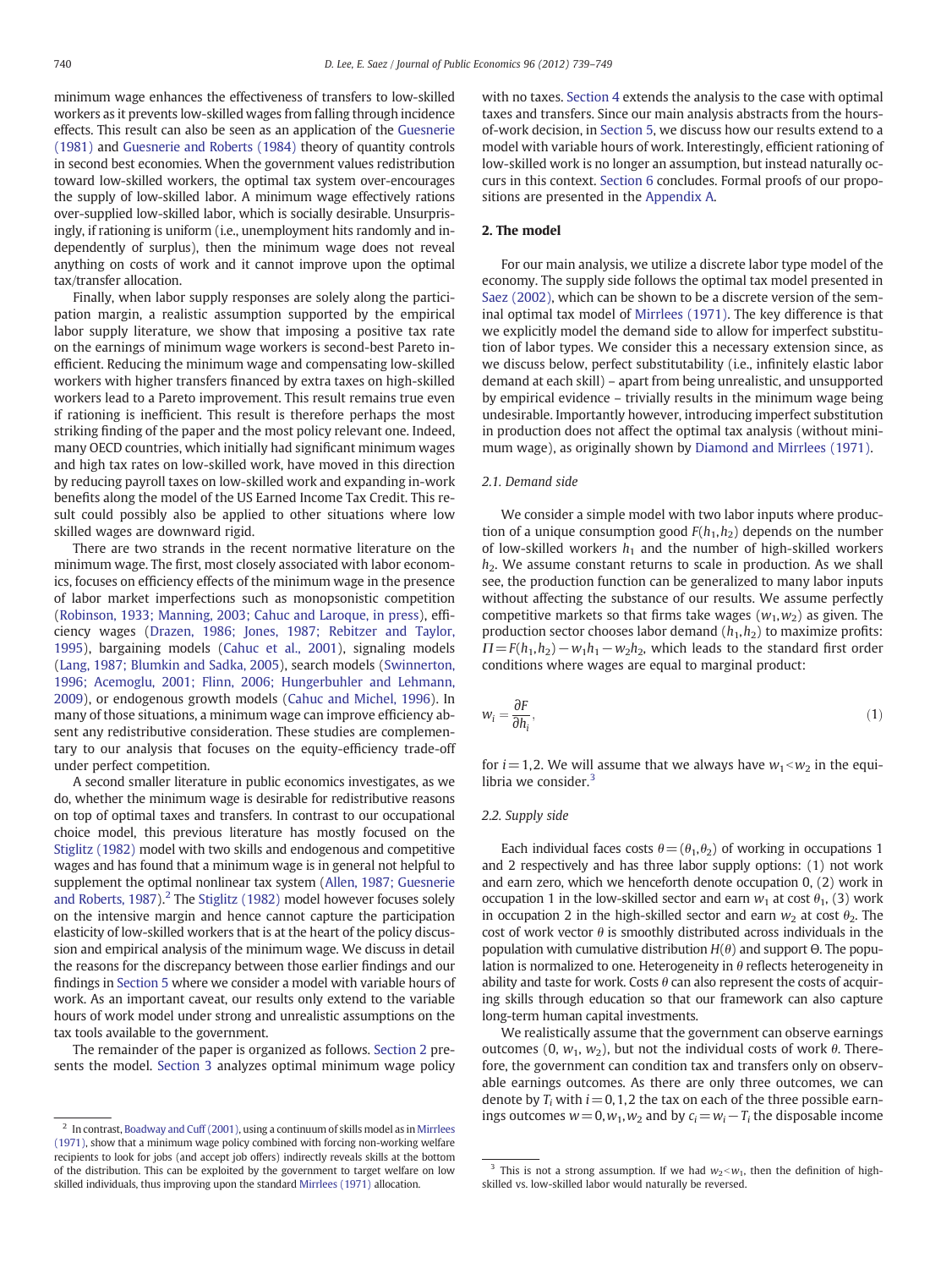minimum wage enhances the effectiveness of transfers to low-skilled workers as it prevents low-skilled wages from falling through incidence effects. This result can also be seen as an application of the Guesnerie (1981) and Guesnerie and Roberts (1984) theory of quantity controls in second best economies. When the government values redistribution toward low-skilled workers, the optimal tax system over-encourages the supply of low-skilled labor. A minimum wage effectively rations over-supplied low-skilled labor, which is socially desirable. Unsurprisingly, if rationing is uniform (i.e., unemployment hits randomly and independently of surplus), then the minimum wage does not reveal anything on costs of work and it cannot improve upon the optimal tax/transfer allocation.

Finally, when labor supply responses are solely along the participation margin, a realistic assumption supported by the empirical labor supply literature, we show that imposing a positive tax rate on the earnings of minimum wage workers is second-best Pareto inefficient. Reducing the minimum wage and compensating low-skilled workers with higher transfers financed by extra taxes on high-skilled workers lead to a Pareto improvement. This result remains true even if rationing is inefficient. This result is therefore perhaps the most striking finding of the paper and the most policy relevant one. Indeed, many OECD countries, which initially had significant minimum wages and high tax rates on low-skilled work, have moved in this direction by reducing payroll taxes on low-skilled work and expanding in-work benefits along the model of the US Earned Income Tax Credit. This result could possibly also be applied to other situations where low skilled wages are downward rigid.

There are two strands in the recent normative literature on the minimum wage. The first, most closely associated with labor economics, focuses on efficiency effects of the minimum wage in the presence of labor market imperfections such as monopsonistic competition (Robinson, 1933; Manning, 2003; Cahuc and Laroque, in press), efficiency wages (Drazen, 1986; Jones, 1987; Rebitzer and Taylor, 1995), bargaining models (Cahuc et al., 2001), signaling models (Lang, 1987; Blumkin and Sadka, 2005), search models (Swinnerton, 1996; Acemoglu, 2001; Flinn, 2006; Hungerbuhler and Lehmann, 2009), or endogenous growth models (Cahuc and Michel, 1996). In many of those situations, a minimum wage can improve efficiency absent any redistributive consideration. These studies are complementary to our analysis that focuses on the equity-efficiency trade-off under perfect competition.

A second smaller literature in public economics investigates, as we do, whether the minimum wage is desirable for redistributive reasons on top of optimal taxes and transfers. In contrast to our occupational choice model, this previous literature has mostly focused on the Stiglitz (1982) model with two skills and endogenous and competitive wages and has found that a minimum wage is in general not helpful to supplement the optimal nonlinear tax system (Allen, 1987; Guesnerie and Roberts, 1987).[2] The Stiglitz (1982) model however focuses solely on the intensive margin and hence cannot capture the participation elasticity of low-skilled workers that is at the heart of the policy discussion and empirical analysis of the minimum wage. We discuss in detail the reasons for the discrepancy between those earlier findings and our findings in Section 5 where we consider a model with variable hours of work. As an important caveat, our results only extend to the variable hours of work model under strong and unrealistic assumptions on the tax tools available to the government.

The remainder of the paper is organized as follows. Section 2 presents the model. Section 3 analyzes optimal minimum wage policy with no taxes. Section 4 extends the analysis to the case with optimal taxes and transfers. Since our main analysis abstracts from the hours-of-work decision, in Section 5, we discuss how our results extend to a model with variable hours of work. Interestingly, efficient rationing of low-skilled work is no longer an assumption, but instead naturally occurs in this context. Section 6 concludes. Formal proofs of our propositions are presented in the Appendix A.

## 2. The model

For our main analysis, we utilize a discrete labor type model of the economy. The supply side follows the optimal tax model presented in Saez (2002), which can be shown to be a discrete version of the seminal optimal tax model of Mirrlees (1971). The key difference is that we explicitly model the demand side to allow for imperfect substitution of labor types. We consider this a necessary extension since, as we discuss below, perfect substitutability (i.e., infinitely elastic labor demand at each skill) – apart from being unrealistic, and unsupported by empirical evidence – trivially results in the minimum wage being undesirable. Importantly however, introducing imperfect substitution in production does not affect the optimal tax analysis (without minimum wage), as originally shown by Diamond and Mirrlees (1971).

### 2.1. Demand side

We consider a simple model with two labor inputs where production of a unique consumption good $F(h_1,h_2)$ depends on the number of low-skilled workers $h_1$ and the number of high-skilled workers $h_2$. We assume constant returns to scale in production. As we shall see, the production function can be generalized to many labor inputs without affecting the substance of our results. We assume perfectly competitive markets so that firms take wages $(w_1,w_2)$ as given. The production sector chooses labor demand $(h_1,h_2)$ to maximize profits: $\Pi = F(h_1,h_2) - w_1h_1 - w_2h_2$, which leads to the standard first order conditions where wages are equal to marginal product:

$$w_i = \frac{\partial F}{\partial h_i}, \tag{1}$$

for $i=1,2$. We will assume that we always have $w_1 < w_2$ in the equilibria we consider.[3]

### 2.2. Supply side

Each individual faces costs $\theta = (\theta_1,\theta_2)$ of working in occupations 1 and 2 respectively and has three labor supply options: (1) not work and earn zero, which we henceforth denote occupation 0, (2) work in occupation 1 in the low-skilled sector and earn $w_1$ at cost $\theta_1$, (3) work in occupation 2 in the high-skilled sector and earn $w_2$ at cost $\theta_2$. The cost of work vector $\theta$ is smoothly distributed across individuals in the population with cumulative distribution $H(\theta)$ and support $\Theta$. The population is normalized to one. Heterogeneity in $\theta$ reflects heterogeneity in ability and taste for work. Costs $\theta$ can also represent the costs of acquiring skills through education so that our framework can also capture long-term human capital investments.

We realistically assume that the government can observe earnings outcomes $(0, w_1, w_2)$, but not the individual costs of work $\theta$. Therefore, the government can condition tax and transfers only on observable earnings outcomes. As there are only three outcomes, we can denote by $T_i$ with $i=0,1,2$ the tax on each of the three possible earnings outcomes $w=0,w_1,w_2$ and by $c_i = w_i - T_i$ the disposable income

[2] In contrast, Boadway and Cuff (2001), using a continuum of skills model as in Mirrlees (1971), show that a minimum wage combined with forcing non-working welfare recipients to look for jobs (and accept job offers) indirectly reveals skills at the bottom of the distribution. This can be exploited by the government to target welfare on low skilled individuals, thus improving upon the standard Mirrlees (1971) allocation.

[3] This is not a strong assumption. If we had $w_2 < w_1$, then the definition of high-skilled vs. low-skilled labor would naturally be reversed.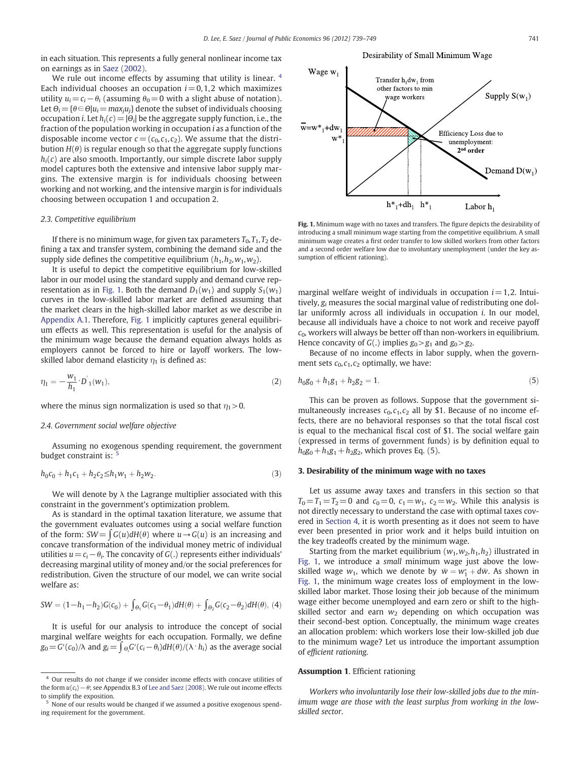in each situation. This represents a fully general nonlinear income tax on earnings as in Saez (2002).

We rule out income effects by assuming that utility is linear. [4] Each individual chooses an occupation $i = 0, 1, 2$ which maximizes utility $u_i = c_i - \theta_i$ (assuming $\theta_0 = 0$ with a slight abuse of notation). Let $\Theta_i = \{\theta \in \Theta | u_i = max_j u_j\}$ denote the subset of individuals choosing occupation $i$. Let $h_i(c) = |\Theta_i|$ be the aggregate supply function, i.e., the fraction of the population working in occupation $i$ as a function of the disposable income vector $c = (c_0, c_1, c_2)$. We assume that the distribution $H(\theta)$ is regular enough so that the aggregate supply functions $h_i(c)$ are also smooth. Importantly, our simple discrete labor supply model captures both the extensive and intensive labor supply margins. The extensive margin is for individuals choosing between working and not working, and the intensive margin is for individuals choosing between occupation 1 and occupation 2.

### 2.3. Competitive equilibrium

If there is no minimum wage, for given tax parameters $T_0, T_1, T_2$ defining a tax and transfer system, combining the demand side and the supply side defines the competitive equilibrium $(h_1, h_2, w_1, w_2)$.

It is useful to depict the competitive equilibrium for low-skilled labor in our model using the standard supply and demand curve representation as in Fig. 1. Both the demand $D_1(w_1)$ and supply $S_1(w_1)$ curves in the low-skilled labor market are defined assuming that the market clears in the high-skilled labor market as we describe in Appendix A.1. Therefore, Fig. 1 implicitly captures general equilibrium effects as well. This representation is useful for the analysis of the minimum wage because the demand equation always holds as employers cannot be forced to hire or layoff workers. The low-skilled labor demand elasticity $\eta_1$ is defined as:

$$\eta_1 = -\frac{w_1}{h_1} \cdot D_1'(w_1), \tag{2}$$

where the minus sign normalization is used so that $\eta_1 > 0$.

### 2.4. Government social welfare objective

Assuming no exogenous spending requirement, the government budget constraint is: [5]

$$h_0 c_0 + h_1 c_1 + h_2 c_2 \leq h_1 w_1 + h_2 w_2. \tag{3}$$

We will denote by λ the Lagrange multiplier associated with this constraint in the government's optimization problem.

As is standard in the optimal taxation literature, we assume that the government evaluates outcomes using a social welfare function of the form: $SW = \int G(u) dH(\theta)$ where $u \to G(u)$ is an increasing and concave transformation of the individual money metric of individual utilities $u = c_i - \theta_i$. The concavity of $G(.)$ represents either individuals' decreasing marginal utility of money and/or the social preferences for redistribution. Given the structure of our model, we can write social welfare as:

$$SW = (1 - h_1 - h_2) G(c_0) + \int_{\Theta_1} G(c_1 - \theta_1) dH(\theta) + \int_{\Theta_2} G(c_2 - \theta_2) dH(\theta), \tag{4}$$

It is useful for our analysis to introduce the concept of social marginal welfare weights for each occupation. Formally, we define $g_0 = G'(c_0)/\lambda$ and $g_i = \int_{\Theta_i} G'(c_i - \theta_i) dH(\theta)/(\lambda \cdot h_i)$ as the average social marginal welfare weight of individuals in occupation $i = 1, 2$. Intuitively, $g_i$ measures the social marginal value of redistributing one dollar uniformly across all individuals in occupation $i$. In our model, because all individuals have a choice to not work and receive payoff $c_0$, workers will always be better off than non-workers in equilibrium. Hence concavity of $G(.)$ implies $g_0 > g_1$ and $g_0 > g_2$.

Because of no income effects in labor supply, when the government sets $c_0, c_1, c_2$ optimally, we have:

$$h_0 g_0 + h_1 g_1 + h_2 g_2 = 1. \tag{5}$$

This can be proven as follows. Suppose that the government simultaneously increases $c_0, c_1, c_2$ all by \$1. Because of no income effects, there are no behavioral responses so that the total fiscal cost is equal to the mechanical fiscal cost of \$1. The social welfare gain (expressed in terms of government funds) is by definition equal to $h_0 g_0 + h_1 g_1 + h_2 g_2$, which proves Eq. (5).

[4] Our results do not change if we consider income effects with concave utilities of the form $u(c_i) - \theta$; see Appendix B.3 of Lee and Saez (2008). We rule out income effects to simplify the exposition.

[5] None of our results would be changed if we assumed a positive exogenous spending requirement for the government.

Desirability of Small Minimum Wage

Fig. 1. Minimum wage with no taxes and transfers. The figure depicts the desirability of introducing a small minimum wage starting from the competitive equilibrium. A small minimum wage creates a first order transfer to low skilled workers from other factors and a second order welfare low due to involuntary unemployment (under the key assumption of efficient rationing).

## 3. Desirability of the minimum wage with no taxes

Let us assume away taxes and transfers in this section so that $T_0 = T_1 = T_2 = 0$ and $c_0 = 0$, $c_1 = w_1$, $c_2 = w_2$. While this analysis is not directly necessary to understand the case with optimal taxes covered in Section 4, it is worth presenting as it does not seem to have ever been presented in prior work and it helps build intuition on the key tradeoffs created by the minimum wage.

Starting from the market equilibrium $(w_1, w_2, h_1, h_2)$ illustrated in Fig. 1, we introduce a *small* minimum wage just above the low-skilled wage $w_1$, which we denote by $\bar{w} = w_1^* + d\bar{w}$. As shown in Fig. 1, the minimum wage creates loss of employment in the low-skilled labor market. Those losing their job because of the minimum wage either become unemployed and earn zero or shift to the high-skilled sector and earn $w_2$ depending on which occupation was their second-best option. Conceptually, the minimum wage creates an allocation problem: which workers lose their low-skilled job due to the minimum wage? Let us introduce the important assumption of *efficient rationing*.

**Assumption 1**. Efficient rationing

*Workers who involuntarily lose their low-skilled jobs due to the minimum wage are those with the least surplus from working in the low-skilled sector.*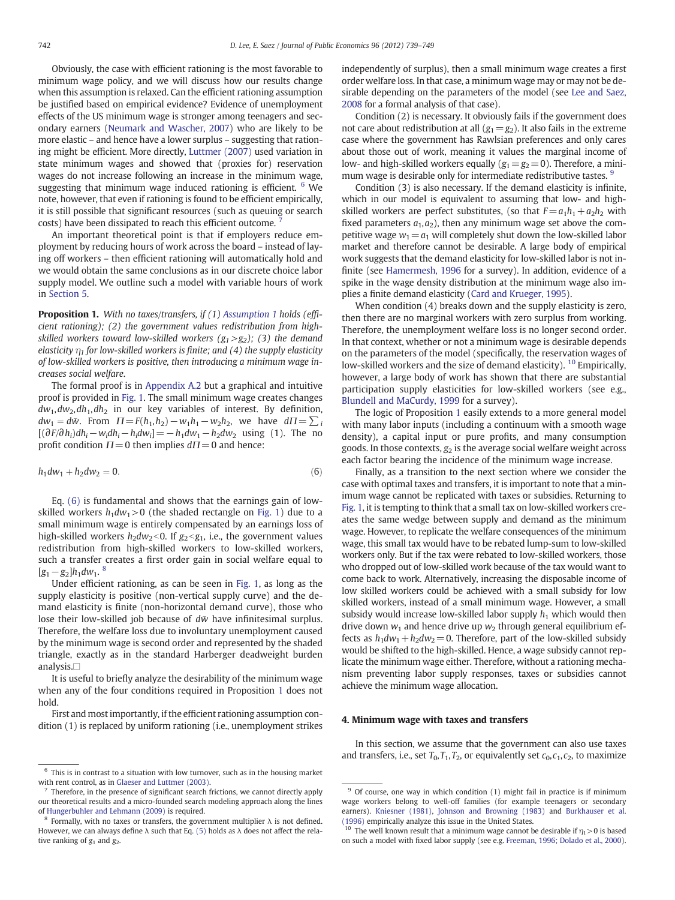Obviously, the case with efficient rationing is the most favorable to minimum wage policy, and we will discuss how our results change when this assumption is relaxed. Can the efficient rationing assumption be justified based on empirical evidence? Evidence of unemployment effects of the US minimum wage is stronger among teenagers and secondary earners (Neumark and Wascher, 2007) who are likely to be more elastic – and hence have a lower surplus – suggesting that rationing might be efficient. More directly, Luttmer (2007) used variation in state minimum wages and showed that (proxies for) reservation wages do not increase following an increase in the minimum wage, suggesting that minimum wage induced rationing is efficient. [6] We note, however, that even if rationing is found to be efficient empirically, it is still possible that significant resources (such as queuing or search costs) have been dissipated to reach this efficient outcome. [7]

An important theoretical point is that if employers reduce employment by reducing hours of work across the board – instead of laying off workers – then efficient rationing will automatically hold and we would obtain the same conclusions as in our discrete choice labor supply model. We outline such a model with variable hours of work in Section 5.

**Proposition 1.** *With no taxes/transfers, if (1) Assumption 1 holds (efficient rationing); (2) the government values redistribution from high-skilled workers toward low-skilled workers ($g_1 > g_2$); (3) the demand elasticity $\eta_1$ for low-skilled workers is finite; and (4) the supply elasticity of low-skilled workers is positive, then introducing a minimum wage increases social welfare.*

The formal proof is in Appendix A.2 but a graphical and intuitive proof is provided in Fig. 1. The small minimum wage creates changes $dw_1, dw_2, dh_1, dh_2$ in our key variables of interest. By definition, $dw_1 = d\bar{w}$. From $\Pi = F(h_1, h_2) - w_1 h_1 - w_2 h_2$, we have $d\Pi = \sum_i [(\partial F / \partial h_i) dh_i - w_i dh_i - h_i dw_i] = -h_1 dw_1 - h_2 dw_2$ using (1). The no profit condition $\Pi = 0$ then implies $d\Pi = 0$ and hence:

$$h_1 dw_1 + h_2 dw_2 = 0. \tag{6}$$

Eq. (6) is fundamental and shows that the earnings gain of low-skilled workers $h_1 dw_1 > 0$ (the shaded rectangle on Fig. 1) due to a small minimum wage is entirely compensated by an earnings loss of high-skilled workers $h_2 dw_2 < 0$. If $g_2 < g_1$, i.e., the government values redistribution from high-skilled workers to low-skilled workers, such a transfer creates a first order gain in social welfare equal to $[g_1 - g_2] h_1 dw_1$. [8]

Under efficient rationing, as can be seen in Fig. 1, as long as the supply elasticity is positive (non-vertical supply curve) and the demand elasticity is finite (non-horizontal demand curve), those who lose their low-skilled job because of $d\bar{w}$ have infinitesimal surplus. Therefore, the welfare loss due to involuntary unemployment caused by the minimum wage is second order and represented by the shaded triangle, exactly as in the standard Harberger deadweight burden analysis.□

It is useful to briefly analyze the desirability of the minimum wage when any of the four conditions required in Proposition 1 does not hold.

First and most importantly, if the efficient rationing assumption condition (1) is replaced by uniform rationing (i.e., unemployment strikes independently of surplus), then a small minimum wage creates a first order welfare loss. In that case, a minimum wage may or may not be desirable depending on the parameters of the model (see Lee and Saez, 2008 for a formal analysis of that case).

Condition (2) is necessary. It obviously fails if the government does not care about redistribution at all ($g_1 = g_2$). It also fails in the extreme case where the government has Rawlsian preferences and only cares about those out of work, meaning it values the marginal income of low- and high-skilled workers equally ($g_1 = g_2 = 0$). Therefore, a minimum wage is desirable only for intermediate redistributive tastes. [9]

Condition (3) is also necessary. If the demand elasticity is infinite, which in our model is equivalent to assuming that low- and high-skilled workers are perfect substitutes, (so that $F = a_1 h_1 + a_2 h_2$ with fixed parameters $a_1, a_2$), then any minimum wage set above the competitive wage $w_1 = a_1$ will completely shut down the low-skilled labor market and therefore cannot be desirable. A large body of empirical work suggests that the demand elasticity for low-skilled labor is not infinite (see Hamermesh, 1996 for a survey). In addition, evidence of a spike in the wage density distribution at the minimum wage also implies a finite demand elasticity (Card and Krueger, 1995).

When condition (4) breaks down and the supply elasticity is zero, then there are no marginal workers with zero surplus from working. Therefore, the unemployment welfare loss is no longer second order. In that context, whether or not a minimum wage is desirable depends on the parameters of the model (specifically, the reservation wages of low-skilled workers and the size of demand elasticity). [10] Empirically, however, a large body of work has shown that there are substantial participation supply elasticities for low-skilled workers (see e.g., Blundell and MaCurdy, 1999 for a survey).

The logic of Proposition 1 easily extends to a more general model with many labor inputs (including a continuum with a smooth wage density), a capital input or pure profits, and many consumption goods. In those contexts, $g_2$ is the average social welfare weight across each factor bearing the incidence of the minimum wage increase.

Finally, as a transition to the next section where we consider the case with optimal taxes and transfers, it is important to note that a minimum wage cannot be replicated with taxes or subsidies. Returning to Fig. 1, it is tempting to think that a small tax on low-skilled workers creates the same wedge between supply and demand as the minimum wage. However, to replicate the welfare consequences of the minimum wage, this small tax would have to be rebated lump-sum to low-skilled workers only. But if the tax were rebated to low-skilled workers, those who dropped out of low-skilled work because of the tax would want to come back to work. Alternatively, increasing the disposable income of low skilled workers could be achieved with a small subsidy for low skilled workers, instead of a small minimum wage. However, a small subsidy would increase low-skilled labor supply $h_1$ which would then drive down $w_1$ and hence drive up $w_2$ through general equilibrium effects as $h_1 dw_1 + h_2 dw_2 = 0$. Therefore, part of the low-skilled subsidy would be shifted to the high-skilled. Hence, a wage subsidy cannot replicate the minimum wage either. Therefore, without a rationing mechanism preventing labor supply responses, taxes or subsidies cannot achieve the minimum wage allocation.

## 4. Minimum wage with taxes and transfers

In this section, we assume that the government can also use taxes and transfers, i.e., set $T_0, T_1, T_2$, or equivalently set $c_0, c_1, c_2$, to maximize

---

[6] This is in contrast to a situation with low turnover, such as in the housing market with rent control, as in Glaeser and Luttmer (2003).

[7] Therefore, in the presence of significant search frictions, we cannot directly apply our theoretical results and a micro-founded search modeling approach along the lines of Hungerbuhler and Lehmann (2009) is required.

[8] Formally, with no taxes or transfers, the government multiplier $\lambda$ is not defined. However, we can always define $\lambda$ such that Eq. (5) holds as $\lambda$ does not affect the relative ranking of $g_1$ and $g_2$.

[9] Of course, one way in which condition (1) might fail in practice is if minimum wage workers belong to well-off families (for example teenagers or secondary earners). Kniesner (1981), Johnson and Browning (1983) and Burkhauser et al. (1996) empirically analyze this issue in the United States.

[10] The well known result that a minimum wage cannot be desirable if $\eta_1 > 0$ is based on such a model with fixed labor supply (see e.g. Freeman, 1996; Dolado et al., 2000).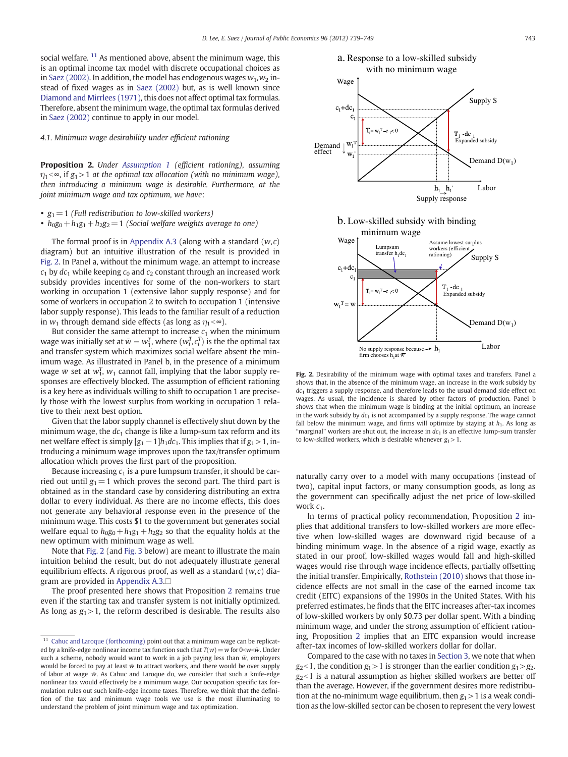social welfare. [11] As mentioned above, absent the minimum wage, this is an optimal income tax model with discrete occupational choices as in Saez (2002). In addition, the model has endogenous wages $w_1, w_2$ instead of fixed wages as in Saez (2002) but, as is well known since Diamond and Mirrlees (1971), this does not affect optimal tax formulas. Therefore, absent the minimum wage, the optimal tax formulas derived in Saez (2002) continue to apply in our model.

### 4.1. Minimum wage desirability under efficient rationing

**Proposition 2.** *Under Assumption 1 (efficient rationing), assuming $\eta_1 < \infty$, if $g_1 > 1$ at the optimal tax allocation (with no minimum wage), then introducing a minimum wage is desirable. Furthermore, at the joint minimum wage and tax optimum, we have*:

- $g_1 = 1$ *(Full redistribution to low-skilled workers)*
- $h_0 g_0 + h_1 g_1 + h_2 g_2 = 1$ *(Social welfare weights average to one)*

The formal proof is in Appendix A.3 (along with a standard $(w,c)$ diagram) but an intuitive illustration of the result is provided in Fig. 2. In Panel a, without the minimum wage, an attempt to increase $c_1$ by $dc_1$ while keeping $c_0$ and $c_2$ constant through an increased work subsidy provides incentives for some of the non-workers to start working in occupation 1 (extensive labor supply response) and for some of workers in occupation 2 to switch to occupation 1 (intensive labor supply response). This leads to the familiar result of a reduction in $w_1$ through demand side effects (as long as $\eta_1 < \infty$).

But consider the same attempt to increase $c_1$ when the minimum wage was initially set at $\bar{w} = w_1^T$, where $(w_i^T, c_i^T)$ is the the optimal tax and transfer system which maximizes social welfare absent the minimum wage. As illustrated in Panel b, in the presence of a minimum wage $\bar{w}$ set at $w_1^T$, $w_1$ cannot fall, implying that the labor supply responses are effectively blocked. The assumption of efficient rationing is a key here as individuals willing to shift to occupation 1 are precisely those with the lowest surplus from working in occupation 1 relative to their next best option.

Given that the labor supply channel is effectively shut down by the minimum wage, the $dc_1$ change is like a lump-sum tax reform and its net welfare effect is simply $[g_1 - 1]h_1 dc_1$. This implies that if $g_1 > 1$, introducing a minimum wage improves upon the tax/transfer optimum allocation which proves the first part of the proposition.

Because increasing $c_1$ is a pure lumpsum transfer, it should be carried out until $g_1 = 1$ which proves the second part. The third part is obtained as in the standard case by considering distributing an extra dollar to every individual. As there are no income effects, this does not generate any behavioral response even in the presence of the minimum wage. This costs \$1 to the government but generates social welfare equal to $h_0 g_0 + h_1 g_1 + h_2 g_2$ so that the equality holds at the new optimum with minimum wage as well.

Note that Fig. 2 (and Fig. 3 below) are meant to illustrate the main intuition behind the result, but do not adequately illustrate general equilibrium effects. A rigorous proof, as well as a standard $(w,c)$ diagram are provided in Appendix A.3.□

The proof presented here shows that Proposition 2 remains true even if the starting tax and transfer system is not initially optimized. As long as $g_1 > 1$, the reform described is desirable. The results also naturally carry over to a model with many occupations (instead of two), capital input factors, or many consumption goods, as long as the government can specifically adjust the net price of low-skilled work $c_1$.

Fig. 2. Desirability of the minimum wage with optimal taxes and transfers. Panel a shows that, in the absence of the minimum wage, an increase in the work subsidy by $dc_1$ triggers a supply response, and therefore leads to the usual demand side effect on wages. As usual, the incidence is shared by other factors of production. Panel b shows that when the minimum wage is binding at the initial optimum, an increase in the work subsidy by $dc_1$ is not accompanied by a supply response. The wage cannot fall below the minimum wage, and firms will optimize by staying at $h_1$. As long as "marginal" workers are shut out, the increase in $dc_1$ is an effective lump-sum transfer to low-skilled workers, which is desirable whenever $g_1 > 1$.

In terms of practical policy recommendation, Proposition 2 implies that additional transfers to low-skilled workers are more effective when low-skilled wages are downward rigid because of a binding minimum wage. In the absence of a rigid wage, exactly as stated in our proof, low-skilled wages would fall and high-skilled wages would rise through wage incidence effects, partially offsetting the initial transfer. Empirically, Rothstein (2010) shows that those incidence effects are not small in the case of the earned income tax credit (EITC) expansions of the 1990s in the United States. With his preferred estimates, he finds that the EITC increases after-tax incomes of low-skilled workers by only \$0.73 per dollar spent. With a binding minimum wage, and under the strong assumption of efficient rationing, Proposition 2 implies that an EITC expansion would increase after-tax incomes of low-skilled workers dollar for dollar.

Compared to the case with no taxes in Section 3, we note that when $g_2 < 1$, the condition $g_1 > 1$ is stronger than the earlier condition $g_1 > g_2$. $g_2 < 1$ is a natural assumption as higher skilled workers are better off than the average. However, if the government desires more redistribution at the no-minimum wage equilibrium, then $g_1 > 1$ is a weak condition as the low-skilled sector can be chosen to represent the very lowest

[11] Cahuc and Laroque (forthcoming) point out that a minimum wage can be replicated by a knife-edge nonlinear income tax function such that $T(w) = w$ for $0 < w < \bar{w}$. Under such a scheme, nobody would want to work in a job paying less than $\bar{w}$, employers would be forced to pay at least $\bar{w}$ to attract workers, and there would be over supply of labor at wage $\bar{w}$. As Cahuc and Laroque, we consider that such a knife-edge nonlinear tax would effectively be a minimum wage. Our occupation specific tax formulation rules out such knife-edge income taxes. Therefore, we think that the definition of the tax and minimum wage tools we use is the most illuminating to understand the problem of joint minimum wage and tax optimization.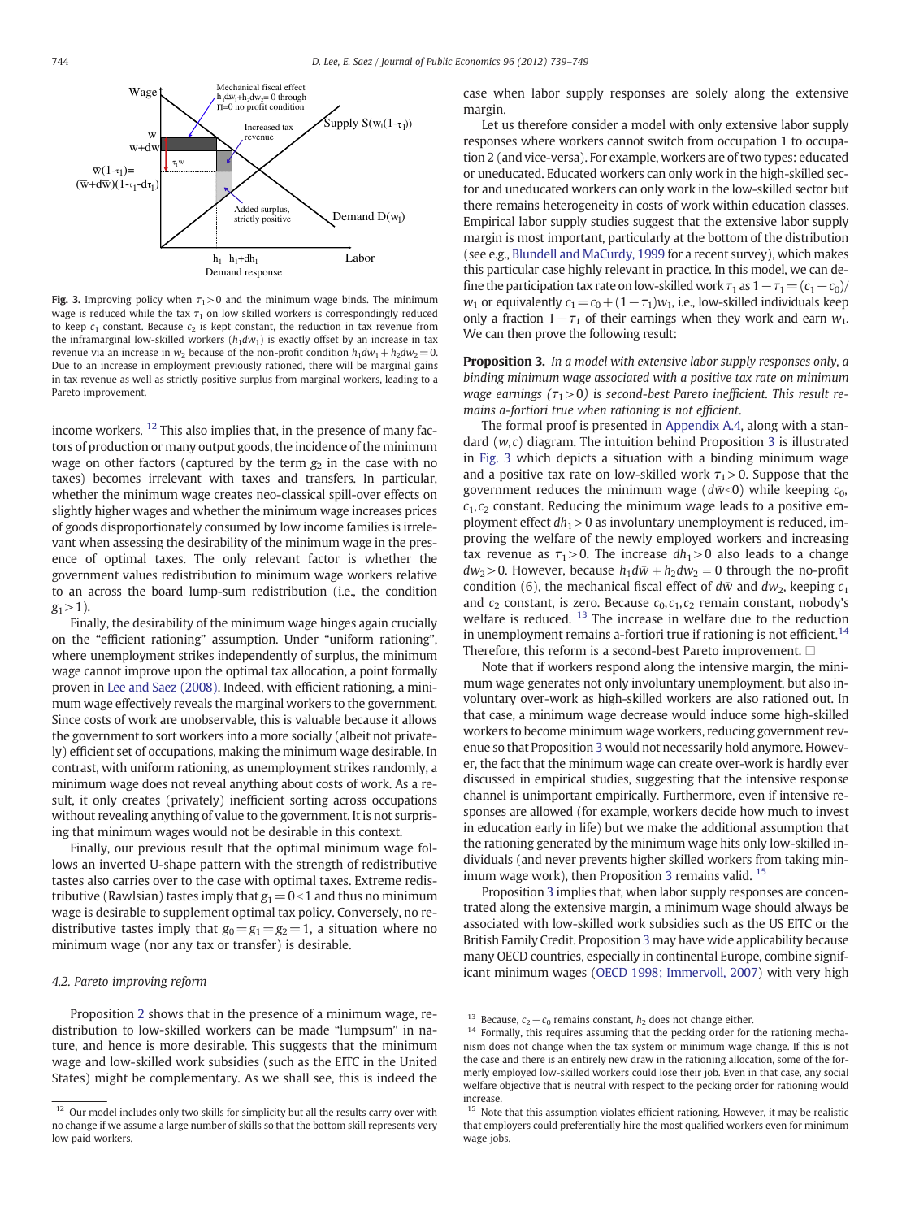Fig. 3. Improving policy when $\tau_1 > 0$ and the minimum wage binds. The minimum wage is reduced while the tax $\tau_1$ on low skilled workers is correspondingly reduced to keep $c_1$ constant. Because $c_2$ is kept constant, the reduction in tax revenue from the inframarginal low-skilled workers ($h_1 dw_1$) is exactly offset by an increase in tax revenue via an increase in $w_2$ because of the non-profit condition $h_1 dw_1 + h_2 dw_2 = 0$. Due to an increase in employment previously rationed, there will be marginal gains in tax revenue as well as strictly positive surplus from marginal workers, leading to a Pareto improvement.

income workers. [12] This also implies that, in the presence of many factors of production or many output goods, the incidence of the minimum wage on other factors (captured by the term $g_2$ in the case with no taxes) becomes irrelevant with taxes and transfers. In particular, whether the minimum wage creates neo-classical spill-over effects on slightly higher wages and whether the minimum wage increases prices of goods disproportionately consumed by low income families is irrelevant when assessing the desirability of the minimum wage in the presence of optimal taxes. The only relevant factor is whether the government values redistribution to minimum wage workers relative to an across the board lump-sum redistribution (i.e., the condition $g_1 > 1$).

Finally, the desirability of the minimum wage hinges again crucially on the "efficient rationing" assumption. Under "uniform rationing", where unemployment strikes independently of surplus, the minimum wage cannot improve upon the optimal tax allocation, a point formally proven in Lee and Saez (2008). Indeed, with efficient rationing, a minimum wage effectively reveals the marginal workers to the government. Since costs of work are unobservable, this is valuable because it allows the government to sort workers into a more socially (albeit not privately) efficient set of occupations, making the minimum wage desirable. In contrast, with uniform rationing, as unemployment strikes randomly, a minimum wage does not reveal anything about costs of work. As a result, it only creates (privately) inefficient sorting across occupations without revealing anything of value to the government. It is not surprising that minimum wages would not be desirable in this context.

Finally, our previous result that the optimal minimum wage follows an inverted U-shape pattern with the strength of redistributive tastes also carries over to the case with optimal taxes. Extreme redistributive (Rawlsian) tastes imply that $g_1 = 0 < 1$ and thus no minimum wage is desirable to supplement optimal tax policy. Conversely, no redistributive tastes imply that $g_0 = g_1 = g_2 = 1$, a situation where no minimum wage (nor any tax or transfer) is desirable.

### 4.2. Pareto improving reform

Proposition 2 shows that in the presence of a minimum wage, redistribution to low-skilled workers can be made "lumpsum" in nature, and hence is more desirable. This suggests that the minimum wage and low-skilled work subsidies (such as the EITC in the United States) might be complementary. As we shall see, this is indeed the case when labor supply responses are solely along the extensive margin.

Let us therefore consider a model with only extensive labor supply responses where workers cannot switch from occupation 1 to occupation 2 (and vice-versa). For example, workers are of two types: educated or uneducated. Educated workers can only work in the high-skilled sector and uneducated workers can only work in the low-skilled sector but there remains heterogeneity in costs of work within education classes. Empirical labor supply studies suggest that the extensive labor supply margin is most important, particularly at the bottom of the distribution (see e.g., Blundell and MaCurdy, 1999 for a recent survey), which makes this particular case highly relevant in practice. In this model, we can define the participation tax rate on low-skilled work $\tau_1$ as $1 - \tau_1 = (c_1 - c_0)/w_1$ or equivalently $c_1 = c_0 + (1 - \tau_1)w_1$, i.e., low-skilled individuals keep only a fraction $1 - \tau_1$ of their earnings when they work and earn $w_1$. We can then prove the following result:

**Proposition 3.** *In a model with extensive labor supply responses only, a binding minimum wage associated with a positive tax rate on minimum wage earnings ($\tau_1 > 0$) is second-best Pareto inefficient. This result remains a-fortiori true when rationing is not efficient.*

The formal proof is presented in Appendix A.4, along with a standard $(w,c)$ diagram. The intuition behind Proposition 3 is illustrated in Fig. 3 which depicts a situation with a binding minimum wage and a positive tax rate on low-skilled work $\tau_1 > 0$. Suppose that the government reduces the minimum wage ($d\bar{w} < 0$) while keeping $c_0$, $c_1, c_2$ constant. Reducing the minimum wage leads to a positive employment effect $dh_1 > 0$ as involuntary unemployment is reduced, improving the welfare of the newly employed workers and increasing tax revenue as $\tau_1 > 0$. The increase $dh_1 > 0$ also leads to a change $dw_2 > 0$. However, because $h_1 d\bar{w} + h_2 dw_2 = 0$ through the no-profit condition (6), the mechanical fiscal effect of $d\bar{w}$ and $dw_2$, keeping $c_1$ and $c_2$ constant, is zero. Because $c_0, c_1, c_2$ remain constant, nobody's welfare is reduced. [13] The increase in welfare due to the reduction in unemployment remains a-fortiori true if rationing is not efficient. [14] Therefore, this reform is a second-best Pareto improvement. □

Note that if workers respond along the intensive margin, the minimum wage generates not only involuntary unemployment, but also involuntary over-work as high-skilled workers are also rationed out. In that case, a minimum wage decrease would induce some high-skilled workers to become minimum wage workers, reducing government revenue so that Proposition 3 would not necessarily hold anymore. However, the fact that the minimum wage can create over-work is hardly ever discussed in empirical studies, suggesting that the intensive response channel is unimportant empirically. Furthermore, even if intensive responses are allowed (for example, workers decide how much to invest in education early in life) but we make the additional assumption that the rationing generated by the minimum wage hits only low-skilled individuals (and never prevents higher skilled workers from taking minimum wage work), then Proposition 3 remains valid. [15]

Proposition 3 implies that, when labor supply responses are concentrated along the extensive margin, a minimum wage should always be associated with low-skilled work subsidies such as the US EITC or the British Family Credit. Proposition 3 may have wide applicability because many OECD countries, especially in continental Europe, combine significant minimum wages (OECD 1998; Immervoll, 2007) with very high

[12] Our model includes only two skills for simplicity but all the results carry over with no change if we assume a large number of skills so that the bottom skill represents very low paid workers.

[13] Because, $c_2 - c_0$ remains constant, $h_2$ does not change either.

[14] Formally, this requires assuming that the pecking order for the rationing mechanism does not change when the tax system or minimum wage change. If this is not the case and there is an entirely new draw in the rationing allocation, some of the formerly employed low-skilled workers could lose their job. Even in that case, any social welfare objective that is neutral with respect to the pecking order for rationing would increase.

[15] Note that this assumption violates efficient rationing. However, it may be realistic that employers could preferentially hire the most qualified workers even for minimum wage jobs.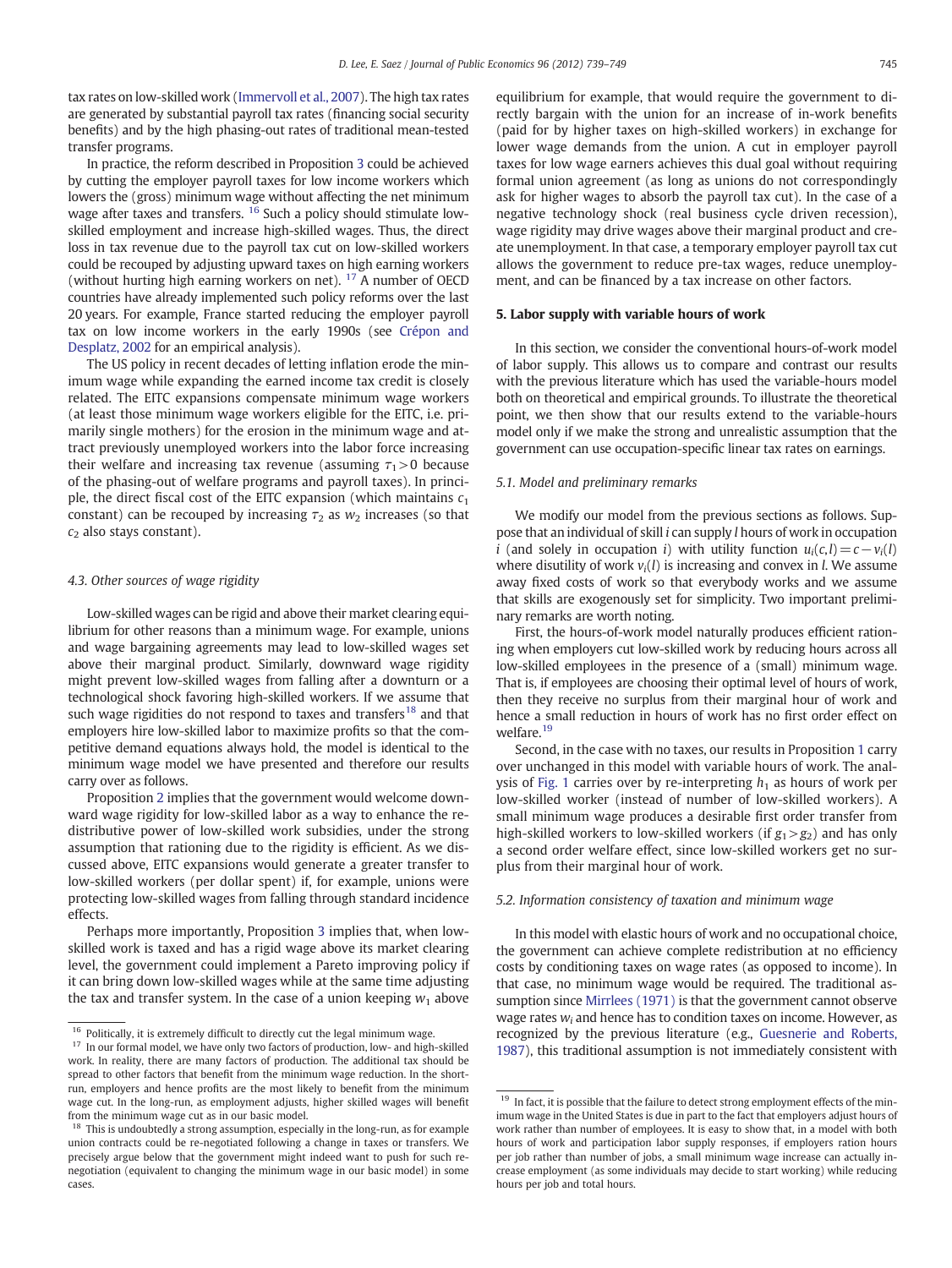tax rates on low-skilled work (Immervoll et al., 2007). The high tax rates are generated by substantial payroll tax rates (financing social security benefits) and by the high phasing-out rates of traditional mean-tested transfer programs.

In practice, the reform described in Proposition 3 could be achieved by cutting the employer payroll taxes for low income workers which lowers the (gross) minimum wage without affecting the net minimum wage after taxes and transfers. [16] Such a policy should stimulate low-skilled employment and increase high-skilled wages. Thus, the direct loss in tax revenue due to the payroll tax cut on low-skilled workers could be recouped by adjusting upward taxes on high earning workers (without hurting high earning workers on net). [17] A number of OECD countries have already implemented such policy reforms over the last 20 years. For example, France started reducing the employer payroll tax on low income workers in the early 1990s (see Crépon and Desplatz, 2002 for an empirical analysis).

The US policy in recent decades of letting inflation erode the minimum wage while expanding the earned income tax credit is closely related. The EITC expansions compensate minimum wage workers (at least those minimum wage workers eligible for the EITC, i.e. primarily single mothers) for the erosion in the minimum wage and attract previously unemployed workers into the labor force increasing their welfare and increasing tax revenue (assuming $\tau_1 > 0$ because of the phasing-out of welfare programs and payroll taxes). In principle, the direct fiscal cost of the EITC expansion (which maintains $c_1$ constant) can be recouped by increasing $\tau_2$ as $w_2$ increases (so that $c_2$ also stays constant).

### 4.3. Other sources of wage rigidity

Low-skilled wages can be rigid and above their market clearing equilibrium for other reasons than a minimum wage. For example, unions and wage bargaining agreements may lead to low-skilled wages set above their marginal product. Similarly, downward wage rigidity might prevent low-skilled wages from falling after a downturn or a technological shock favoring high-skilled workers. If we assume that such wage rigidities do not respond to taxes and transfers[18] and that employers hire low-skilled labor to maximize profits so that the competitive demand equations always hold, the model is identical to the minimum wage model we have presented and therefore our results carry over as follows.

Proposition 2 implies that the government would welcome downward wage rigidity for low-skilled labor as a way to enhance the redistributive power of low-skilled work subsidies, under the strong assumption that rationing due to the rigidity is efficient. As we discussed above, EITC expansions would generate a greater transfer to low-skilled workers (per dollar spent) if, for example, unions were protecting low-skilled wages from falling through standard incidence effects.

Perhaps more importantly, Proposition 3 implies that, when low-skilled work is taxed and has a rigid wage above its market clearing level, the government could implement a Pareto improving policy if it can bring down low-skilled wages while at the same time adjusting the tax and transfer system. In the case of a union keeping $w_1$ above equilibrium for example, that would require the government to directly bargain with the union for an increase of in-work benefits (paid for by higher taxes on high-skilled workers) in exchange for lower wage demands from the union. A cut in employer payroll taxes for low wage earners achieves this dual goal without requiring formal union agreement (as long as unions do not correspondingly ask for higher wages to absorb the payroll tax cut). In the case of a negative technology shock (real business cycle driven recession), wage rigidity may drive wages above their marginal product and create unemployment. In that case, a temporary employer payroll tax cut allows the government to reduce pre-tax wages, reduce unemployment, and can be financed by a tax increase on other factors.

## 5. Labor supply with variable hours of work

In this section, we consider the conventional hours-of-work model of labor supply. This allows us to compare and contrast our results with the previous literature which has used the variable-hours model both on theoretical and empirical grounds. To illustrate the theoretical point, we then show that our results extend to the variable-hours model only if we make the strong and unrealistic assumption that the government can use occupation-specific linear tax rates on earnings.

### 5.1. Model and preliminary remarks

We modify our model from the previous sections as follows. Suppose that an individual of skill $i$ can supply $l$ hours of work in occupation $i$ (and solely in occupation $i$) with utility function $u_i(c,l) = c - v_i(l)$ where disutility of work $v_i(l)$ is increasing and convex in $l$. We assume away fixed costs of work so that everybody works and we assume that skills are exogenously set for simplicity. Two important preliminary remarks are worth noting.

First, the hours-of-work model naturally produces efficient rationing when employers cut low-skilled work by reducing hours across all low-skilled employees in the presence of a (small) minimum wage. That is, if employees are choosing their optimal level of hours of work, then they receive no surplus from their marginal hour of work and hence a small reduction in hours of work has no first order effect on welfare.[19]

Second, in the case with no taxes, our results in Proposition 1 carry over unchanged in this model with variable hours of work. The analysis of Fig. 1 carries over by re-interpreting $h_1$ as hours of work per low-skilled worker (instead of number of low-skilled workers). A small minimum wage produces a desirable first order transfer from high-skilled workers to low-skilled workers (if $g_1 > g_2$) and has only a second order welfare effect, since low-skilled workers get no surplus from their marginal hour of work.

### 5.2. Information consistency of taxation and minimum wage

In this model with elastic hours of work and no occupational choice, the government can achieve complete redistribution at no efficiency costs by conditioning taxes on wage rates (as opposed to income). In that case, no minimum wage would be required. The traditional assumption since Mirrlees (1971) is that the government cannot observe wage rates $w_i$ and hence has to condition taxes on income. However, as recognized by the previous literature (e.g., Guesnerie and Roberts, 1987), this traditional assumption is not immediately consistent with

---

[16] Politically, it is extremely difficult to directly cut the legal minimum wage.

[17] In our formal model, we have only two factors of production, low- and high-skilled work. In reality, there are many factors of production. The additional tax should be spread to other factors that benefit from the minimum wage reduction. In the short-run, employers and hence profits are the most likely to benefit from the minimum wage cut. In the long-run, as employment adjusts, higher skilled wages will benefit from the minimum wage cut as in our basic model.

[18] This is undoubtedly a strong assumption, especially in the long-run, as for example union contracts could be re-negotiated following a change in taxes or transfers. We precisely argue below that the government might indeed want to push for such re-negotiation (equivalent to changing the minimum wage in our basic model) in some cases.

[19] In fact, it is possible that the failure to detect strong employment effects of the minimum wage in the United States is due in part to the fact that employers adjust hours of work rather than number of employees. It is easy to show that, in a model with both hours of work and participation labor supply responses, if employers ration hours per job rather than number of jobs, a small minimum wage increase can actually increase employment (as some individuals may decide to start working) while reducing hours per job and total hours.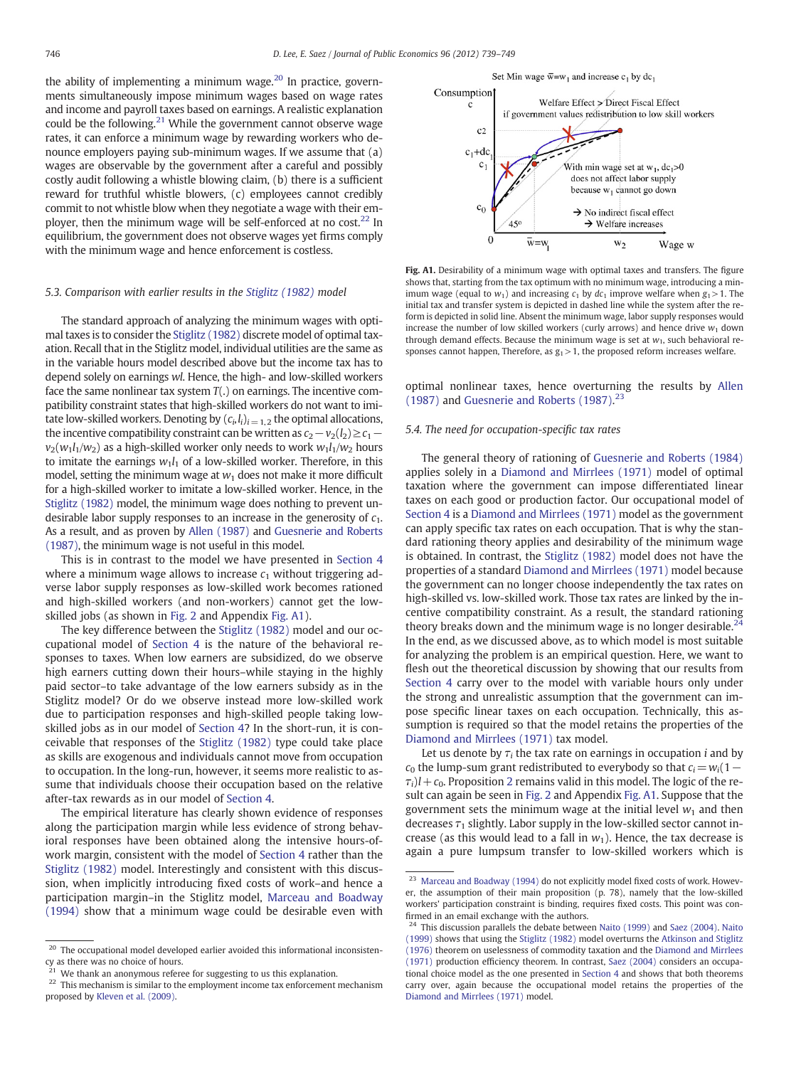the ability of implementing a minimum wage.[20] In practice, governments simultaneously impose minimum wages based on wage rates and income and payroll taxes based on earnings. A realistic explanation could be the following.[21] While the government cannot observe wage rates, it can enforce a minimum wage by rewarding workers who denounce employers paying sub-minimum wages. If we assume that (a) wages are observable by the government after a careful and possibly costly audit following a whistle blowing claim, (b) there is a sufficient reward for truthful whistle blowers, (c) employees cannot credibly commit to not whistle blow when they negotiate a wage with their employer, then the minimum wage will be self-enforced at no cost.[22] In equilibrium, the government does not observe wages yet firms comply with the minimum wage and hence enforcement is costless.

### 5.3. Comparison with earlier results in the Stiglitz (1982) model

The standard approach of analyzing the minimum wages with optimal taxes is to consider the Stiglitz (1982) discrete model of optimal taxation. Recall that in the Stiglitz model, individual utilities are the same as in the variable hours model described above but the income tax has to depend solely on earnings $wl$. Hence, the high- and low-skilled workers face the same nonlinear tax system $T(.)$ on earnings. The incentive compatibility constraint states that high-skilled workers do not want to imitate low-skilled workers. Denoting by $(c_i, l_i)_{i=1,2}$ the optimal allocations, the incentive compatibility constraint can be written as $c_2 - v_2(l_2) \geq c_1 - v_2(w_1 l_1 / w_2)$ as a high-skilled worker only needs to work $w_1 l_1 / w_2$ hours to imitate the earnings $w_1 l_1$ of a low-skilled worker. Therefore, in this model, setting the minimum wage at $w_1$ does not make it more difficult for a high-skilled worker to imitate a low-skilled worker. Hence, in the Stiglitz (1982) model, the minimum wage does nothing to prevent undesirable labor supply responses to an increase in the generosity of $c_1$. As a result, and as proven by Allen (1987) and Guesnerie and Roberts (1987), the minimum wage is not useful in this model.

This is in contrast to the model we have presented in Section 4 where a minimum wage allows to increase $c_1$ without triggering adverse labor supply responses as low-skilled work becomes rationed and high-skilled workers (and non-workers) cannot get the low-skilled jobs (as shown in Fig. 2 and Appendix Fig. A1).

The key difference between the Stiglitz (1982) model and our occupational model of Section 4 is the nature of the behavioral responses to taxes. When low earners are subsidized, do we observe high earners cutting down their hours–while staying in the highly paid sector–to take advantage of the low earners subsidy as in the Stiglitz model? Or do we observe instead more low-skilled work due to participation responses and high-skilled people taking low-skilled jobs as in our model of Section 4? In the short-run, it is conceivable that responses of the Stiglitz (1982) type could take place as skills are exogenous and individuals cannot move from occupation to occupation. In the long-run, however, it seems more realistic to assume that individuals choose their occupation based on the relative after-tax rewards as in our model of Section 4.

The empirical literature has clearly shown evidence of responses along the participation margin while less evidence of strong behavioral responses have been obtained along the intensive hours-of-work margin, consistent with the model of Section 4 rather than the Stiglitz (1982) model. Interestingly and consistent with this discussion, when implicitly introducing fixed costs of work–and hence a participation margin–in the Stiglitz model, Marceau and Boadway (1994) show that a minimum wage could be desirable even with optimal nonlinear taxes, hence overturning the results by Allen (1987) and Guesnerie and Roberts (1987).[23]

Fig. A1. Desirability of a minimum wage with optimal taxes and transfers. The figure shows that, starting from the tax optimum with no minimum wage, introducing a minimum wage (equal to $w_1$) and increasing $c_1$ by $dc_1$ improve welfare when $g_1 > 1$. The initial tax and transfer system is depicted in dashed line while the system after the reform is depicted in solid line. Absent the minimum wage, labor supply responses would increase the number of low skilled workers (curly arrows) and hence drive $w_1$ down through demand effects. Because the minimum wage is set at $w_1$, such behavioral responses cannot happen, Therefore, as $g_1 > 1$, the proposed reform increases welfare.

### 5.4. The need for occupation-specific tax rates

The general theory of rationing of Guesnerie and Roberts (1984) applies solely in a Diamond and Mirrlees (1971) model of optimal taxation where the government can impose differentiated linear taxes on each good or production factor. Our occupational model of Section 4 is a Diamond and Mirrlees (1971) model as the government can apply specific tax rates on each occupation. That is why the standard rationing theory applies and desirability of the minimum wage is obtained. In contrast, the Stiglitz (1982) model does not have the properties of a standard Diamond and Mirrlees (1971) model because the government can no longer choose independently the tax rates on high-skilled vs. low-skilled work. Those tax rates are linked by the incentive compatibility constraint. As a result, the standard rationing theory breaks down and the minimum wage is no longer desirable.[24] In the end, as we discussed above, as to which model is most suitable for analyzing the problem is an empirical question. Here, we want to flesh out the theoretical discussion by showing that our results from Section 4 carry over to the model with variable hours only under the strong and unrealistic assumption that the government can impose specific linear taxes on each occupation. Technically, this assumption is required so that the model retains the properties of the Diamond and Mirrlees (1971) tax model.

Let us denote by $\tau_i$ the tax rate on earnings in occupation $i$ and by $c_0$ the lump-sum grant redistributed to everybody so that $c_i = w_i(1 - \tau_i)l + c_0$. Proposition 2 remains valid in this model. The logic of the result can again be seen in Fig. 2 and Appendix Fig. A1. Suppose that the government sets the minimum wage at the initial level $w_1$ and then decreases $\tau_1$ slightly. Labor supply in the low-skilled sector cannot increase (as this would lead to a fall in $w_1$). Hence, the tax decrease is again a pure lumpsum transfer to low-skilled workers which is

---

[20] The occupational model developed earlier avoided this informational inconsistency as there was no choice of hours.

[21] We thank an anonymous referee for suggesting to us this explanation.

[22] This mechanism is similar to the employment income tax enforcement mechanism proposed by Kleven et al. (2009).

[23] Marceau and Boadway (1994) do not explicitly model fixed costs of work. However, the assumption of their main proposition (p. 78), namely that the low-skilled workers' participation constraint is binding, requires fixed costs. This point was confirmed in an email exchange with the authors.

[24] This discussion parallels the debate between Naito (1999) and Saez (2004). Naito (1999) shows that using the Stiglitz (1982) model overturns the Atkinson and Stiglitz (1976) theorem on uselessness of commodity taxation and the Diamond and Mirrlees (1971) production efficiency theorem. In contrast, Saez (2004) considers an occupational choice model as the one presented in Section 4 and shows that both theorems carry over, again because the occupational model retains the properties of the Diamond and Mirrlees (1971) model.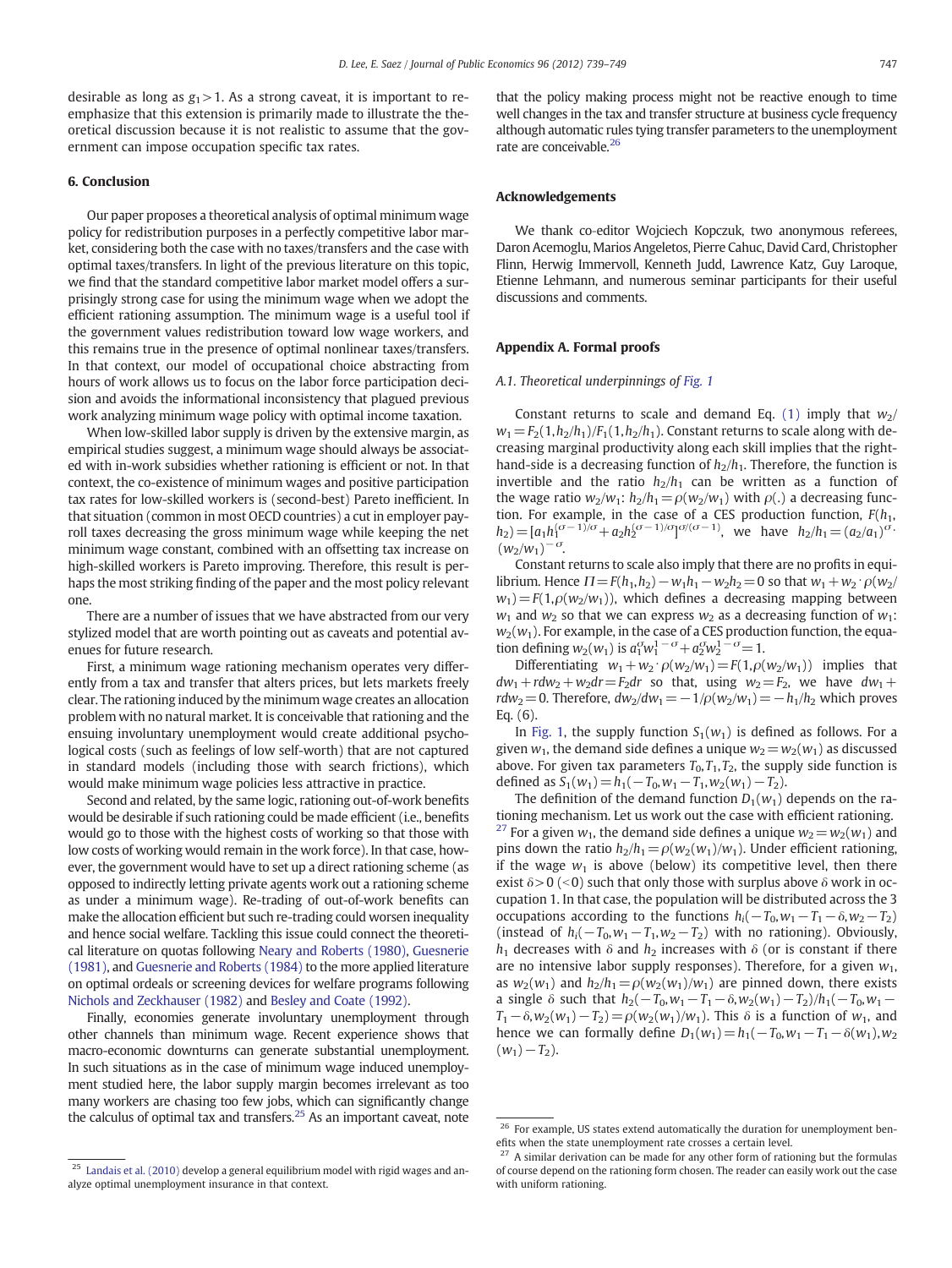desirable as long as $g_1 > 1$. As a strong caveat, it is important to re-emphasize that this extension is primarily made to illustrate the theoretical discussion because it is not realistic to assume that the government can impose occupation specific tax rates.

## 6. Conclusion

Our paper proposes a theoretical analysis of optimal minimum wage policy for redistribution purposes in a perfectly competitive labor market, considering both the case with no taxes/transfers and the case with optimal taxes/transfers. In light of the previous literature on this topic, we find that the standard competitive labor market model offers a surprisingly strong case for using the minimum wage when we adopt the efficient rationing assumption. The minimum wage is a useful tool if the government values redistribution toward low wage workers, and this remains true in the presence of optimal nonlinear taxes/transfers. In that context, our model of occupational choice abstracting from hours of work allows us to focus on the labor force participation decision and avoids the informational inconsistency that plagued previous work analyzing minimum wage policy with optimal income taxation.

When low-skilled labor supply is driven by the extensive margin, as empirical studies suggest, a minimum wage should always be associated with in-work subsidies whether rationing is efficient or not. In that context, the co-existence of minimum wages and positive participation tax rates for low-skilled workers is (second-best) Pareto inefficient. In that situation (common in most OECD countries) a cut in employer payroll taxes decreasing the gross minimum wage while keeping the net minimum wage constant, combined with an offsetting tax increase on high-skilled workers is Pareto improving. Therefore, this result is perhaps the most striking finding of the paper and the most policy relevant one.

There are a number of issues that we have abstracted from our very stylized model that are worth pointing out as caveats and potential avenues for future research.

First, a minimum wage rationing mechanism operates very differently from a tax and transfer that alters prices, but lets markets freely clear. The rationing induced by the minimum wage creates an allocation problem with no natural market. It is conceivable that rationing and the ensuing involuntary unemployment would create additional psychological costs (such as feelings of low self-worth) that are not captured in standard models (including those with search frictions), which would make minimum wage policies less attractive in practice.

Second and related, by the same logic, rationing out-of-work benefits would be desirable if such rationing could be made efficient (i.e., benefits would go to those with the highest costs of working so that those with low costs of working would remain in the work force). In that case, however, the government would have to set up a direct rationing scheme (as opposed to indirectly letting private agents work out a rationing scheme as under a minimum wage). Re-trading of out-of-work benefits can make the allocation efficient but such re-trading could worsen inequality and hence social welfare. Tackling this issue could connect the theoretical literature on quotas following Neary and Roberts (1980), Guesnerie (1981), and Guesnerie and Roberts (1984) to the more applied literature on optimal ordeals or screening devices for welfare programs following Nichols and Zeckhauser (1982) and Besley and Coate (1992).

Finally, economies generate involuntary unemployment through other channels than minimum wage. Recent experience shows that macro-economic downturns can generate substantial unemployment. In such situations as in the case of minimum wage induced unemployment studied here, the labor supply margin becomes irrelevant as too many workers are chasing too few jobs, which can significantly change the calculus of optimal tax and transfers.[25] As an important caveat, note that the policy making process might not be reactive enough to time well changes in the tax and transfer structure at business cycle frequency although automatic rules tying transfer parameters to the unemployment rate are conceivable.[26]

## Acknowledgements

We thank co-editor Wojciech Kopczuk, two anonymous referees, Daron Acemoglu, Marios Angeletos, Pierre Cahuc, David Card, Christopher Flinn, Herwig Immervoll, Kenneth Judd, Lawrence Katz, Guy Laroque, Etienne Lehmann, and numerous seminar participants for their useful discussions and comments.

## Appendix A. Formal proofs

### A.1. Theoretical underpinnings of Fig. 1

Constant returns to scale and demand Eq. (1) imply that $w_2/w_1 = F_2(1, h_2/h_1)/F_1(1, h_2/h_1)$. Constant returns to scale along with decreasing marginal productivity along each skill implies that the right-hand-side is a decreasing function of $h_2/h_1$. Therefore, the function is invertible and the ratio $h_2/h_1$ can be written as a function of the wage ratio $w_2/w_1$: $h_2/h_1 = \rho(w_2/w_1)$ with $\rho(.)$ a decreasing function. For example, in the case of a CES production function, $F(h_1, h_2) = [a_1 h_1^{(\sigma-1)/\sigma} + a_2 h_2^{(\sigma-1)/\sigma}]^{\sigma/(\sigma-1)}$, we have $h_2/h_1 = (a_2/a_1)^{\sigma} \cdot (w_2/w_1)^{-\sigma}$.

Constant returns to scale also imply that there are no profits in equilibrium. Hence $\Pi = F(h_1, h_2) - w_1 h_1 - w_2 h_2 = 0$ so that $w_1 + w_2 \cdot \rho(w_2/w_1) = F(1, \rho(w_2/w_1))$, which defines a decreasing mapping between $w_1$ and $w_2$ so that we can express $w_2$ as a decreasing function of $w_1$: $w_2(w_1)$. For example, in the case of a CES production function, the equation defining $w_2(w_1)$ is $a_1^{\sigma} w_1^{1-\sigma} + a_2^{\sigma} w_2^{1-\sigma} = 1$.

Differentiating $w_1 + w_2 \cdot \rho(w_2/w_1) = F(1, \rho(w_2/w_1))$ implies that $dw_1 + r dw_2 + w_2 dr = F_2 dr$ so that, using $w_2 = F_2$, we have $dw_1 + r dw_2 = 0$. Therefore, $dw_2/dw_1 = -1/\rho(w_2/w_1) = -h_1/h_2$ which proves Eq. (6).

In Fig. 1, the supply function $S_1(w_1)$ is defined as follows. For a given $w_1$, the demand side defines a unique $w_2 = w_2(w_1)$ as discussed above. For given tax parameters $T_0, T_1, T_2$, the supply side function is defined as $S_1(w_1) = h_1(-T_0, w_1 - T_1, w_2(w_1) - T_2)$.

The definition of the demand function $D_1(w_1)$ depends on the rationing mechanism. Let us work out the case with efficient rationing.[27] For a given $w_1$, the demand side defines a unique $w_2 = w_2(w_1)$ and pins down the ratio $h_2/h_1 = \rho(w_2(w_1)/w_1)$. Under efficient rationing, if the wage $w_1$ is above (below) its competitive level, then there exist $\delta > 0$ ($<0$) such that only those with surplus above $\delta$ work in occupation 1. In that case, the population will be distributed across the 3 occupations according to the functions $h_i(-T_0, w_1 - T_1 - \delta, w_2 - T_2)$ (instead of $h_i(-T_0, w_1 - T_1, w_2 - T_2)$ with no rationing). Obviously, $h_1$ decreases with $\delta$ and $h_2$ increases with $\delta$ (or is constant if there are no intensive labor supply responses). Therefore, for a given $w_1$, as $w_2(w_1)$ and $h_2/h_1 = \rho(w_2(w_1)/w_1)$ are pinned down, there exists a single $\delta$ such that $h_2(-T_0, w_1 - T_1 - \delta, w_2(w_1) - T_2)/h_1(-T_0, w_1 - T_1 - \delta, w_2(w_1) - T_2) = \rho(w_2(w_1)/w_1)$. This $\delta$ is a function of $w_1$, and hence we can formally define $D_1(w_1) = h_1(-T_0, w_1 - T_1 - \delta(w_1), w_2(w_1) - T_2)$.

---

[25] Landais et al. (2010) develop a general equilibrium model with rigid wages and analyze optimal unemployment insurance in that context.

[26] For example, US states extend automatically the duration for unemployment benefits when the state unemployment rate crosses a certain level.

[27] A similar derivation can be made for any other form of rationing but the formulas of course depend on the rationing form chosen. The reader can easily work out the case with uniform rationing.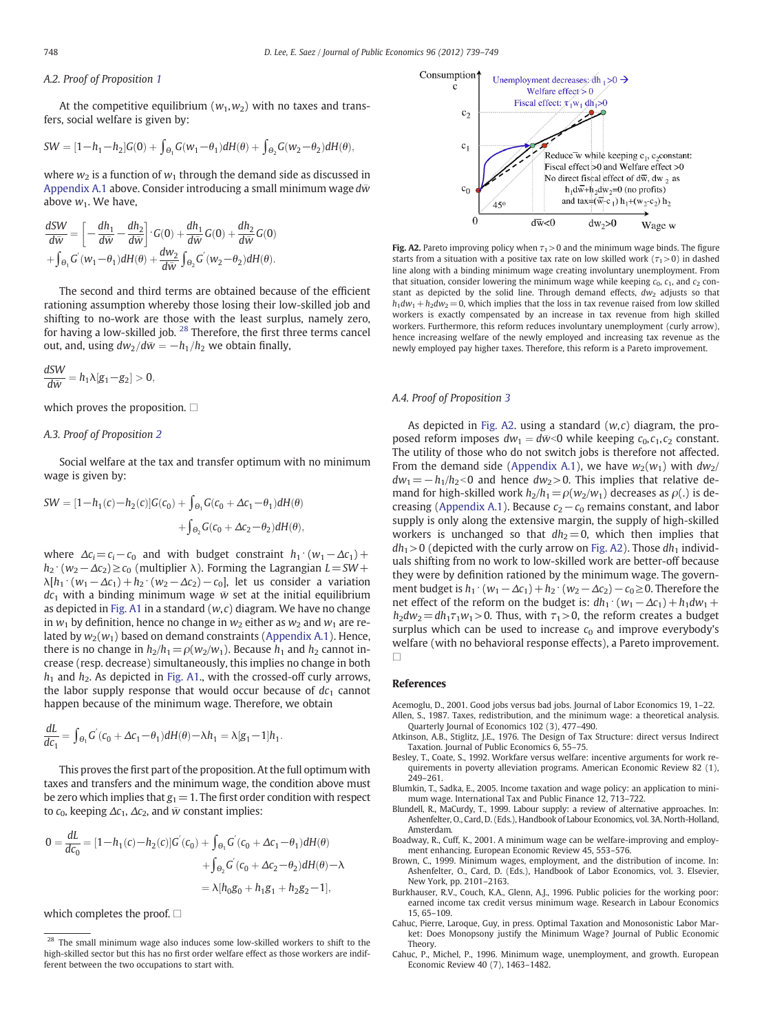### A.2. Proof of Proposition 1

At the competitive equilibrium $(w_1, w_2)$ with no taxes and transfers, social welfare is given by:

$$SW = [1 - h_1 - h_2]G(0) + \int_{\Theta_1} G(w_1 - \theta_1)dH(\theta) + \int_{\Theta_2} G(w_2 - \theta_2)dH(\theta),$$

where $w_2$ is a function of $w_1$ through the demand side as discussed in Appendix A.1 above. Consider introducing a small minimum wage $d\bar{w}$ above $w_1$. We have,

$$\frac{dSW}{d\bar{w}} = \left[-\frac{dh_1}{d\bar{w}} - \frac{dh_2}{d\bar{w}}\right] \cdot G(0) + \frac{dh_1}{d\bar{w}} G(0) + \frac{dh_2}{d\bar{w}} G(0) + \int_{\Theta_1} G'(w_1 - \theta_1)dH(\theta) + \frac{dw_2}{d\bar{w}} \int_{\Theta_2} G'(w_2 - \theta_2)dH(\theta).$$

The second and third terms are obtained because of the efficient rationing assumption whereby those losing their low-skilled job and shifting to no-work are those with the least surplus, namely zero, for having a low-skilled job.[28] Therefore, the first three terms cancel out, and, using $dw_2/d\bar{w} = -h_1/h_2$ we obtain finally,

$$\frac{dSW}{d\bar{w}} = h_1 \lambda [g_1 - g_2] > 0,$$

which proves the proposition. □

### A.3. Proof of Proposition 2

Social welfare at the tax and transfer optimum with no minimum wage is given by:

$$SW = [1 - h_1(c) - h_2(c)]G(c_0) + \int_{\Theta_1} G(c_0 + \Delta c_1 - \theta_1)dH(\theta) + \int_{\Theta_2} G(c_0 + \Delta c_2 - \theta_2)dH(\theta),$$

where $\Delta c_i = c_i - c_0$ and with budget constraint $h_1 \cdot (w_1 - \Delta c_1) + h_2 \cdot (w_2 - \Delta c_2) \geq c_0$ (multiplier $\lambda$). Forming the Lagrangian $L = SW + \lambda[h_1 \cdot (w_1 - \Delta c_1) + h_2 \cdot (w_2 - \Delta c_2) - c_0]$, let us consider a variation $dc_1$ with a binding minimum wage $\bar{w}$ set at the initial equilibrium as depicted in Fig. A1 in a standard $(w,c)$ diagram. We have no change in $w_1$ by definition, hence no change in $w_2$ either as $w_2$ and $w_1$ are related by $w_2(w_1)$ based on demand constraints (Appendix A.1). Hence, there is no change in $h_2/h_1 = \rho(w_2/w_1)$. Because $h_1$ and $h_2$ cannot increase (resp. decrease) simultaneously, this implies no change in both $h_1$ and $h_2$. As depicted in Fig. A1., with the crossed-off curly arrows, the labor supply response that would occur because of $dc_1$ cannot happen because of the minimum wage. Therefore, we obtain

$$\frac{dL}{dc_1} = \int_{\Theta_1} G'(c_0 + \Delta c_1 - \theta_1)dH(\theta) - \lambda h_1 = \lambda[g_1 - 1]h_1.$$

This proves the first part of the proposition. At the full optimum with taxes and transfers and the minimum wage, the condition above must be zero which implies that $g_1 = 1$. The first order condition with respect to $c_0$, keeping $\Delta c_1$, $\Delta c_2$, and $\bar{w}$ constant implies:

$$0 = \frac{dL}{dc_0} = [1 - h_1(c) - h_2(c)]G'(c_0) + \int_{\Theta_1} G'(c_0 + \Delta c_1 - \theta_1)dH(\theta) + \int_{\Theta_2} G'(c_0 + \Delta c_2 - \theta_2)dH(\theta) - \lambda = \lambda[h_0 g_0 + h_1 g_1 + h_2 g_2 - 1],$$

which completes the proof. □

[28] The small minimum wage also induces some low-skilled workers to shift to the high-skilled sector but this has no first order welfare effect as those workers are indifferent between the two occupations to start with.

Fig. A2. Pareto improving policy when $\tau_1 > 0$ and the minimum wage binds. The figure starts from a situation with a positive tax rate on low skilled work ($\tau_1 > 0$) in dashed line along with a binding minimum wage creating involuntary unemployment. From that situation, consider lowering the minimum wage while keeping $c_0$, $c_1$, and $c_2$ constant as depicted by the solid line. Through demand effects, $dw_2$ adjusts so that $h_1 dw_1 + h_2 dw_2 = 0$, which implies that the loss in tax revenue raised from low skilled workers is exactly compensated by an increase in tax revenue from high skilled workers. Furthermore, this reform reduces involuntary unemployment (curly arrow), hence increasing welfare of the newly employed and increasing tax revenue as the newly employed pay higher taxes. Therefore, this reform is a Pareto improvement.

### A.4. Proof of Proposition 3

As depicted in Fig. A2. using a standard $(w,c)$ diagram, the proposed reform imposes $dw_1 = d\bar{w} < 0$ while keeping $c_0, c_1, c_2$ constant. The utility of those who do not switch jobs is therefore not affected. From the demand side (Appendix A.1), we have $w_2(w_1)$ with $dw_2/dw_1 = -h_1/h_2 < 0$ and hence $dw_2 > 0$. This implies that relative demand for high-skilled work $h_2/h_1 = \rho(w_2/w_1)$ decreases as $\rho(.)$ is decreasing (Appendix A.1). Because $c_2 - c_0$ remains constant, and labor supply is only along the extensive margin, the supply of high-skilled workers is unchanged so that $dh_2 = 0$, which then implies that $dh_1 > 0$ (depicted with the curly arrow on Fig. A2). Those $dh_1$ individuals shifting from no work to low-skilled work are better-off because they were by definition rationed by the minimum wage. The government budget is $h_1 \cdot (w_1 - \Delta c_1) + h_2 \cdot (w_2 - \Delta c_2) - c_0 \geq 0$. Therefore the net effect of the reform on the budget is: $dh_1 \cdot (w_1 - \Delta c_1) + h_1 dw_1 + h_2 dw_2 = dh_1 \tau_1 w_1 > 0$. Thus, with $\tau_1 > 0$, the reform creates a budget surplus which can be used to increase $c_0$ and improve everybody's welfare (with no behavioral response effects), a Pareto improvement. □

## References

Acemoglu, D., 2001. Good jobs versus bad jobs. Journal of Labor Economics 19, 1–22.

Allen, S., 1987. Taxes, redistribution, and the minimum wage: a theoretical analysis. Quarterly Journal of Economics 102 (3), 477–490.

Atkinson, A.B., Stiglitz, J.E., 1976. The Design of Tax Structure: direct versus Indirect Taxation. Journal of Public Economics 6, 55–75.

Besley, T., Coate, S., 1992. Workfare versus welfare: incentive arguments for work requirements in poverty alleviation programs. American Economic Review 82 (1), 249–261.

Blumkin, T., Sadka, E., 2005. Income taxation and wage policy: an application to minimum wage. International Tax and Public Finance 12, 713–722.

Blundell, R., MaCurdy, T., 1999. Labour supply: a review of alternative approaches. In: Ashenfelter, O., Card, D. (Eds.), Handbook of Labour Economics, vol. 3A. North-Holland, Amsterdam.

Boadway, R., Cuff, K., 2001. A minimum wage can be welfare-improving and employment enhancing. European Economic Review 45, 553–576.

Brown, C., 1999. Minimum wages, employment, and the distribution of income. In: Ashenfelter, O., Card, D. (Eds.), Handbook of Labor Economics, vol. 3. Elsevier, New York, pp. 2101–2163.

Burkhauser, R.V., Couch, K.A., Glenn, A.J., 1996. Public policies for the working poor: earned income tax credit versus minimum wage. Research in Labour Economics 15, 65–109.

Cahuc, Pierre, Laroque, Guy, in press. Optimal Taxation and Monosonistic Labor Market: Does Monopsony justify the Minimum Wage? Journal of Public Economic Theory.

Cahuc, P., Michel, P., 1996. Minimum wage, unemployment, and growth. European Economic Review 40 (7), 1463–1482.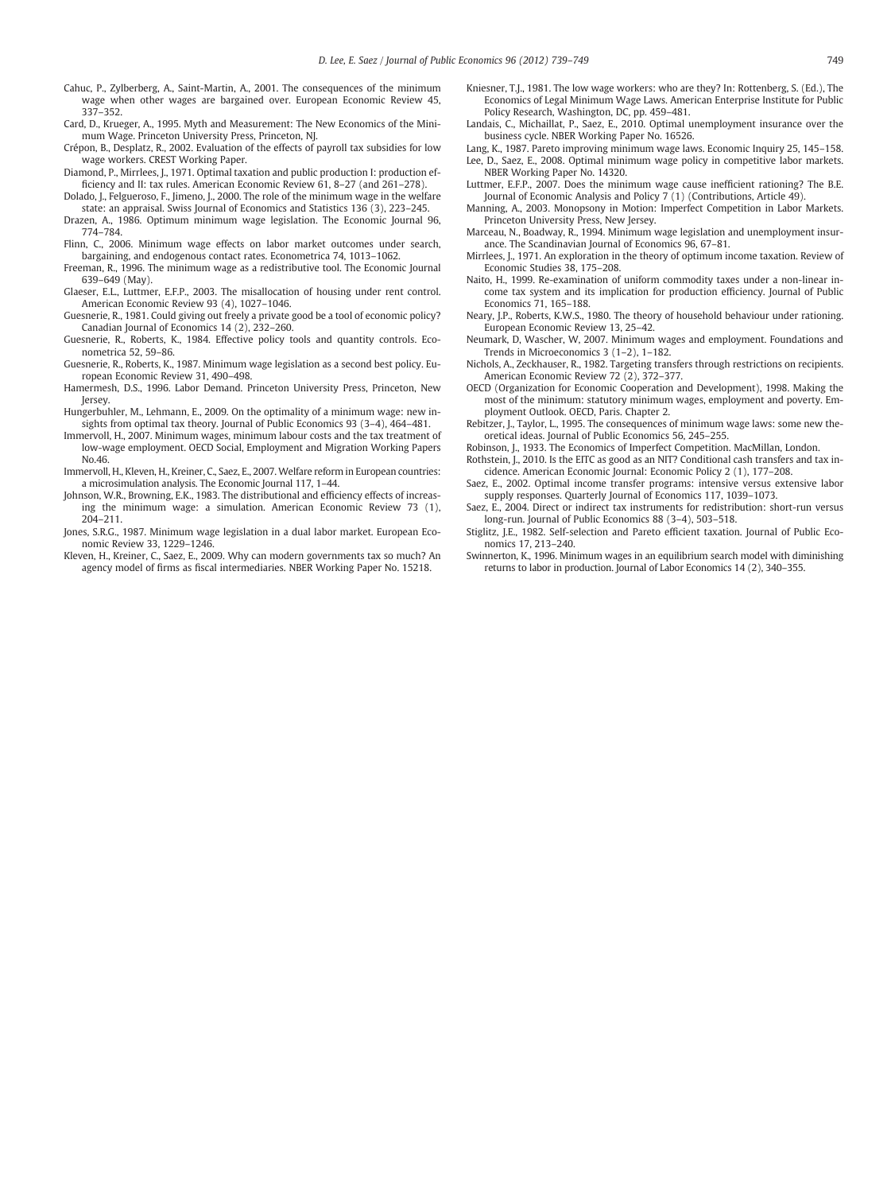Cahuc, P., Zylberberg, A., Saint-Martin, A., 2001. The consequences of the minimum wage when other wages are bargained over. European Economic Review 45, 337–352.

Card, D., Krueger, A., 1995. Myth and Measurement: The New Economics of the Minimum Wage. Princeton University Press, Princeton, NJ.

Crépon, B., Desplatz, R., 2002. Evaluation of the effects of payroll tax subsidies for low wage workers. CREST Working Paper.

Diamond, P., Mirrlees, J., 1971. Optimal taxation and public production I: production efficiency and II: tax rules. American Economic Review 61, 8–27 (and 261–278).

Dolado, J., Felgueroso, F., Jimeno, J., 2000. The role of the minimum wage in the welfare state: an appraisal. Swiss Journal of Economics and Statistics 136 (3), 223–245.

Drazen, A., 1986. Optimum minimum wage legislation. The Economic Journal 96, 774–784.

Flinn, C., 2006. Minimum wage effects on labor market outcomes under search, bargaining, and endogenous contact rates. Econometrica 74, 1013–1062.

Freeman, R., 1996. The minimum wage as a redistributive tool. The Economic Journal 639–649 (May).

Glaeser, E.L., Luttmer, E.F.P., 2003. The misallocation of housing under rent control. American Economic Review 93 (4), 1027–1046.

Guesnerie, R., 1981. Could giving out freely a private good be a tool of economic policy? Canadian Journal of Economics 14 (2), 232–260.

Guesnerie, R., Roberts, K., 1984. Effective policy tools and quantity controls. Econometrica 52, 59–86.

Guesnerie, R., Roberts, K., 1987. Minimum wage legislation as a second best policy. European Economic Review 31, 490–498.

Hamermesh, D.S., 1996. Labor Demand. Princeton University Press, Princeton, New Jersey.

Hungerbuhler, M., Lehmann, E., 2009. On the optimality of a minimum wage: new insights from optimal tax theory. Journal of Public Economics 93 (3–4), 464–481.

Immervoll, H., 2007. Minimum wages, minimum labour costs and the tax treatment of low-wage employment. OECD Social, Employment and Migration Working Papers No.46.

Immervoll, H., Kleven, H., Kreiner, C., Saez, E., 2007. Welfare reform in European countries: a microsimulation analysis. The Economic Journal 117, 1–44.

Johnson, W.R., Browning, E.K., 1983. The distributional and efficiency effects of increasing the minimum wage: a simulation. American Economic Review 73 (1), 204–211.

Jones, S.R.G., 1987. Minimum wage legislation in a dual labor market. European Economic Review 33, 1229–1246.

Kleven, H., Kreiner, C., Saez, E., 2009. Why can modern governments tax so much? An agency model of firms as fiscal intermediaries. NBER Working Paper No. 15218.

Kniesner, T.J., 1981. The low wage workers: who are they? In: Rottenberg, S. (Ed.), The Economics of Legal Minimum Wage Laws. American Enterprise Institute for Public Policy Research, Washington, DC, pp. 459–481.

Landais, C., Michaillat, P., Saez, E., 2010. Optimal unemployment insurance over the business cycle. NBER Working Paper No. 16526.

Lang, K., 1987. Pareto improving minimum wage laws. Economic Inquiry 25, 145–158.

Lee, D., Saez, E., 2008. Optimal minimum wage policy in competitive labor markets. NBER Working Paper No. 14320.

Luttmer, E.F.P., 2007. Does the minimum wage cause inefficient rationing? The B.E. Journal of Economic Analysis and Policy 7 (1) (Contributions, Article 49).

Manning, A., 2003. Monopsony in Motion: Imperfect Competition in Labor Markets. Princeton University Press, New Jersey.

Marceau, N., Boadway, R., 1994. Minimum wage legislation and unemployment insurance. The Scandinavian Journal of Economics 96, 67–81.

Mirrlees, J., 1971. An exploration in the theory of optimum income taxation. Review of Economic Studies 38, 175–208.

Naito, H., 1999. Re-examination of uniform commodity taxes under a non-linear income tax system and its implication for production efficiency. Journal of Public Economics 71, 165–188.

Neary, J.P., Roberts, K.W.S., 1980. The theory of household behaviour under rationing. European Economic Review 13, 25–42.

Neumark, D, Wascher, W, 2007. Minimum wages and employment. Foundations and Trends in Microeconomics 3 (1–2), 1–182.

Nichols, A., Zeckhauser, R., 1982. Targeting transfers through restrictions on recipients. American Economic Review 72 (2), 372–377.

OECD (Organization for Economic Cooperation and Development), 1998. Making the most of the minimum: statutory minimum wages, employment and poverty. Employment Outlook. OECD, Paris. Chapter 2.

Rebitzer, J., Taylor, L., 1995. The consequences of minimum wage laws: some new theoretical ideas. Journal of Public Economics 56, 245–255.

Robinson, J., 1933. The Economics of Imperfect Competition. MacMillan, London.

Rothstein, J., 2010. Is the EITC as good as an NIT? Conditional cash transfers and tax incidence. American Economic Journal: Economic Policy 2 (1), 177–208.

Saez, E., 2002. Optimal income transfer programs: intensive versus extensive labor supply responses. Quarterly Journal of Economics 117, 1039–1073.

Saez, E., 2004. Direct or indirect tax instruments for redistribution: short-run versus long-run. Journal of Public Economics 88 (3–4), 503–518.

Stiglitz, J.E., 1982. Self-selection and Pareto efficient taxation. Journal of Public Economics 17, 213–240.

Swinnerton, K., 1996. Minimum wages in an equilibrium search model with diminishing returns to labor in production. Journal of Labor Economics 14 (2), 340–355.